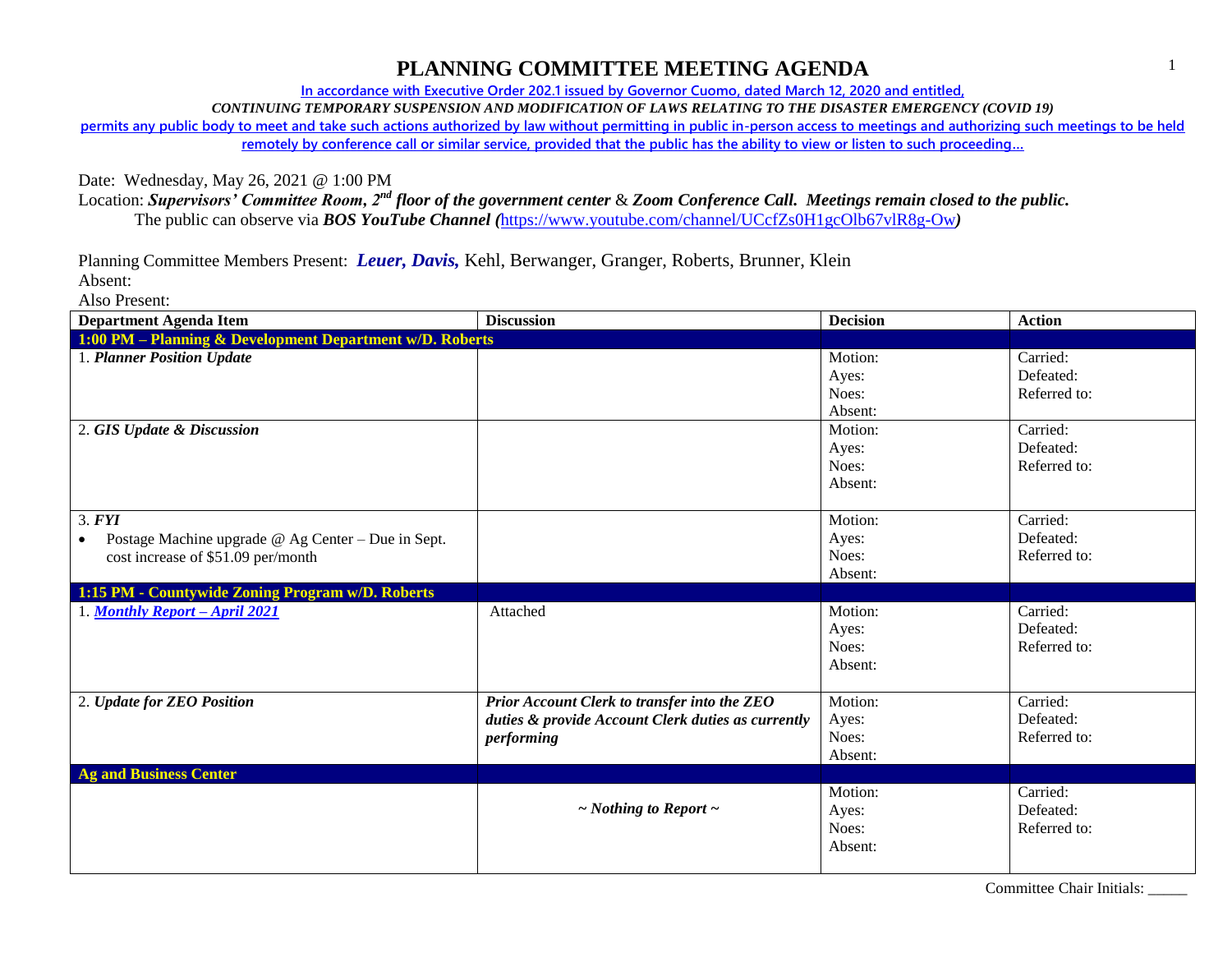# PLANNING COMMITTEE MEETING AGENDA

In accordance with Executive Order 202.1 issued by Governor Cuomo, dated March 12, 2020 and entitled,

*CONTINUING TEMPORARY SUSPENSION AND MODIFICATION OF LAWS RELATING TO THE DISASTER EMERGENCY (COVID 19)*

permits any public body to meet and take such actions authorized by law without permitting in public in-person access to meetings and authorizing such meetings to be held remotely by conference call or similar service, provided that the public has the ability to view or listen to such proceeding…

Date: Wednesday, May 26, 2021 @ 1:00 PM

Location: ***Supervisors' Committee Room, 2nd floor of the government center*** & ***Zoom Conference Call. Meetings remain closed to the public.***

The public can observe via ***BOS YouTube Channel (***https://www.youtube.com/channel/UCcfZs0H1gcOlb67vlR8g-Ow***)***

Planning Committee Members Present: ***Leuer, Davis,*** Kehl, Berwanger, Granger, Roberts, Brunner, Klein

Absent:

Also Present:

| Department Agenda Item | Discussion | Decision | Action |
|---|---|---|---|
| **1:00 PM – Planning & Development Department w/D. Roberts** | | | |
| 1. ***Planner Position Update*** | | Motion:<br>Ayes:<br>Noes:<br>Absent: | Carried:<br>Defeated:<br>Referred to: |
| 2. ***GIS Update & Discussion*** | | Motion:<br>Ayes:<br>Noes:<br>Absent: | Carried:<br>Defeated:<br>Referred to: |
| 3. ***FYI***<br>• Postage Machine upgrade @ Ag Center – Due in Sept. cost increase of $51.09 per/month | | Motion:<br>Ayes:<br>Noes:<br>Absent: | Carried:<br>Defeated:<br>Referred to: |
| **1:15 PM - Countywide Zoning Program w/D. Roberts** | | | |
| 1. ***Monthly Report – April 2021*** | Attached | Motion:<br>Ayes:<br>Noes:<br>Absent: | Carried:<br>Defeated:<br>Referred to: |
| 2. ***Update for ZEO Position*** | ***Prior Account Clerk to transfer into the ZEO duties & provide Account Clerk duties as currently performing*** | Motion:<br>Ayes:<br>Noes:<br>Absent: | Carried:<br>Defeated:<br>Referred to: |
| **Ag and Business Center** | | | |
| | ***~ Nothing to Report ~*** | Motion:<br>Ayes:<br>Noes:<br>Absent: | Carried:<br>Defeated:<br>Referred to: |

Committee Chair Initials: _____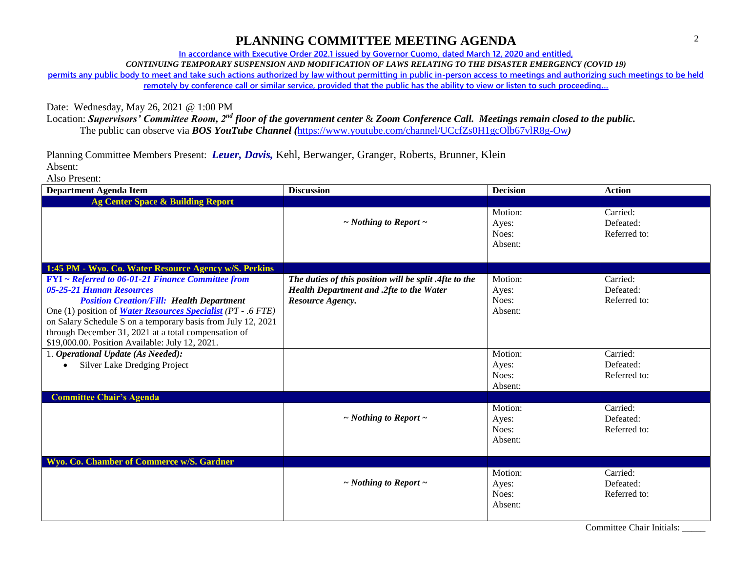# PLANNING COMMITTEE MEETING AGENDA

**In accordance with Executive Order 202.1 issued by Governor Cuomo, dated March 12, 2020 and entitled,**

***CONTINUING TEMPORARY SUSPENSION AND MODIFICATION OF LAWS RELATING TO THE DISASTER EMERGENCY (COVID 19)***

**permits any public body to meet and take such actions authorized by law without permitting in public in-person access to meetings and authorizing such meetings to be held remotely by conference call or similar service, provided that the public has the ability to view or listen to such proceeding…**

Date: Wednesday, May 26, 2021 @ 1:00 PM

Location: ***Supervisors' Committee Room, 2nd floor of the government center*** & ***Zoom Conference Call. Meetings remain closed to the public.***

The public can observe via ***BOS YouTube Channel (***https://www.youtube.com/channel/UCcfZs0H1gcOlb67vlR8g-Ow***)***

Planning Committee Members Present: ***Leuer, Davis,*** Kehl, Berwanger, Granger, Roberts, Brunner, Klein

Absent:

Also Present:

| Department Agenda Item | Discussion | Decision | Action |
|---|---|---|---|
| **Ag Center Space & Building Report** | | | |
| | ***~ Nothing to Report ~*** | Motion:<br>Ayes:<br>Noes:<br>Absent: | Carried:<br>Defeated:<br>Referred to: |
| **1:45 PM - Wyo. Co. Water Resource Agency w/S. Perkins** | | | |
| ***FYI ~ Referred to 06-01-21 Finance Committee from 05-25-21 Human Resources***<br>***Position Creation/Fill: Health Department***<br>One (1) position of ***Water Resources Specialist*** *(PT - .6 FTE)* on Salary Schedule S on a temporary basis from July 12, 2021 through December 31, 2021 at a total compensation of $19,000.00. Position Available: July 12, 2021. | ***The duties of this position will be split .4fte to the Health Department and .2fte to the Water Resource Agency.*** | Motion:<br>Ayes:<br>Noes:<br>Absent: | Carried:<br>Defeated:<br>Referred to: |
| 1. ***Operational Update (As Needed):***<br>• Silver Lake Dredging Project | | Motion:<br>Ayes:<br>Noes:<br>Absent: | Carried:<br>Defeated:<br>Referred to: |
| **Committee Chair's Agenda** | | | |
| | ***~ Nothing to Report ~*** | Motion:<br>Ayes:<br>Noes:<br>Absent: | Carried:<br>Defeated:<br>Referred to: |
| **Wyo. Co. Chamber of Commerce w/S. Gardner** | | | |
| | ***~ Nothing to Report ~*** | Motion:<br>Ayes:<br>Noes:<br>Absent: | Carried:<br>Defeated:<br>Referred to: |

Committee Chair Initials: _____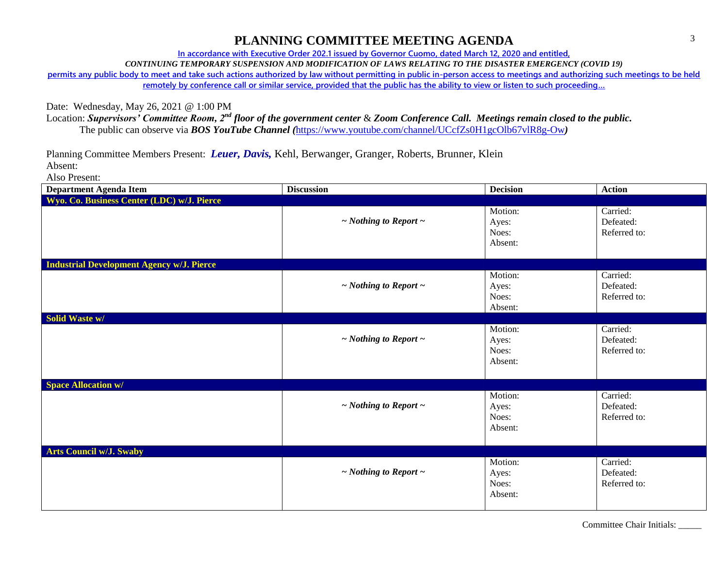# PLANNING COMMITTEE MEETING AGENDA

In accordance with Executive Order 202.1 issued by Governor Cuomo, dated March 12, 2020 and entitled,

*CONTINUING TEMPORARY SUSPENSION AND MODIFICATION OF LAWS RELATING TO THE DISASTER EMERGENCY (COVID 19)*

permits any public body to meet and take such actions authorized by law without permitting in public in-person access to meetings and authorizing such meetings to be held remotely by conference call or similar service, provided that the public has the ability to view or listen to such proceeding…

Date: Wednesday, May 26, 2021 @ 1:00 PM

Location: ***Supervisors' Committee Room, 2nd floor of the government center*** & ***Zoom Conference Call. Meetings remain closed to the public.***
The public can observe via ***BOS YouTube Channel (***https://www.youtube.com/channel/UCcfZs0H1gcOlb67vlR8g-Ow***)***

Planning Committee Members Present: ***Leuer, Davis,*** Kehl, Berwanger, Granger, Roberts, Brunner, Klein

Absent:

Also Present:

| Department Agenda Item | Discussion | Decision | Action |
|---|---|---|---|
| **Wyo. Co. Business Center (LDC) w/J. Pierce** | | | |
| | *~ Nothing to Report ~* | Motion:<br>Ayes:<br>Noes:<br>Absent: | Carried:<br>Defeated:<br>Referred to: |
| **Industrial Development Agency w/J. Pierce** | | | |
| | *~ Nothing to Report ~* | Motion:<br>Ayes:<br>Noes:<br>Absent: | Carried:<br>Defeated:<br>Referred to: |
| **Solid Waste w/** | | | |
| | *~ Nothing to Report ~* | Motion:<br>Ayes:<br>Noes:<br>Absent: | Carried:<br>Defeated:<br>Referred to: |
| **Space Allocation w/** | | | |
| | *~ Nothing to Report ~* | Motion:<br>Ayes:<br>Noes:<br>Absent: | Carried:<br>Defeated:<br>Referred to: |
| **Arts Council w/J. Swaby** | | | |
| | *~ Nothing to Report ~* | Motion:<br>Ayes:<br>Noes:<br>Absent: | Carried:<br>Defeated:<br>Referred to: |

Committee Chair Initials: _____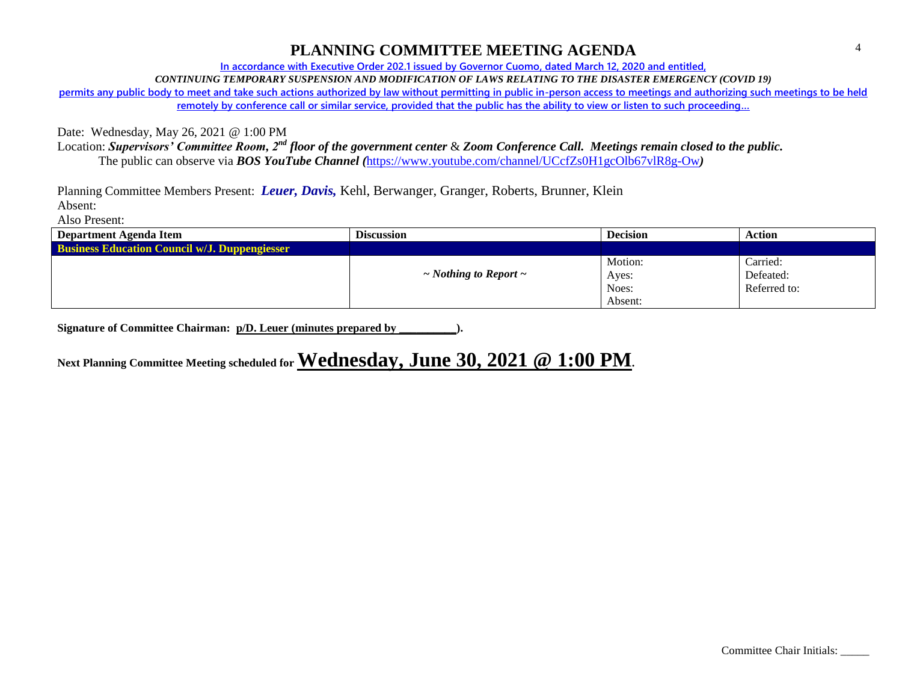# PLANNING COMMITTEE MEETING AGENDA

In accordance with Executive Order 202.1 issued by Governor Cuomo, dated March 12, 2020 and entitled,

*CONTINUING TEMPORARY SUSPENSION AND MODIFICATION OF LAWS RELATING TO THE DISASTER EMERGENCY (COVID 19)*

permits any public body to meet and take such actions authorized by law without permitting in public in-person access to meetings and authorizing such meetings to be held remotely by conference call or similar service, provided that the public has the ability to view or listen to such proceeding…

Date: Wednesday, May 26, 2021 @ 1:00 PM

Location: ***Supervisors' Committee Room, 2nd floor of the government center*** & ***Zoom Conference Call. Meetings remain closed to the public.***

The public can observe via ***BOS YouTube Channel (***https://www.youtube.com/channel/UCcfZs0H1gcOlb67vlR8g-Ow***)***

Planning Committee Members Present: ***Leuer, Davis,*** Kehl, Berwanger, Granger, Roberts, Brunner, Klein

Absent:

Also Present:

| Department Agenda Item | Discussion | Decision | Action |
|---|---|---|---|
| **Business Education Council w/J. Duppengiesser** | | | |
| | *~ Nothing to Report ~* | Motion:<br>Ayes:<br>Noes:<br>Absent: | Carried:<br>Defeated:<br>Referred to: |

**Signature of Committee Chairman: p/D. Leuer (minutes prepared by \_\_\_\_\_\_\_\_\_\_).**

**Next Planning Committee Meeting scheduled for Wednesday, June 30, 2021 @ 1:00 PM.**

Committee Chair Initials: \_\_\_\_\_